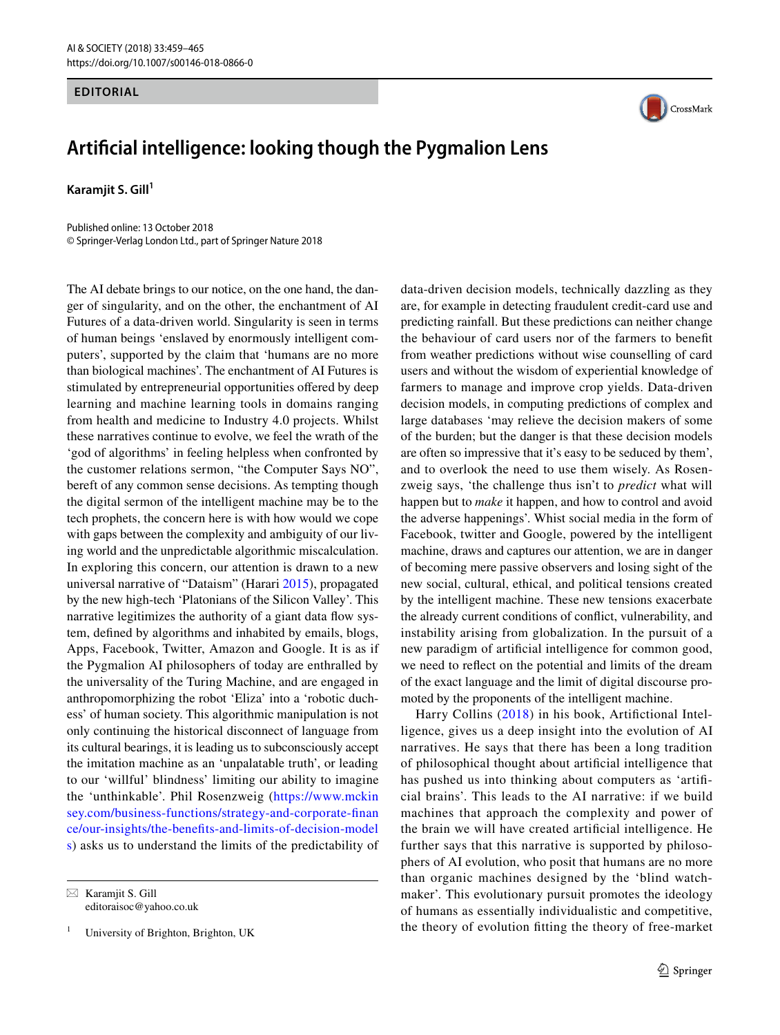**EDITORIAL**

# Artificial intelligence: looking though the Pygmalion Lens

**Karamjit S. Gill**[1]

Published online: 13 October 2018
© Springer-Verlag London Ltd., part of Springer Nature 2018

The AI debate brings to our notice, on the one hand, the danger of singularity, and on the other, the enchantment of AI Futures of a data-driven world. Singularity is seen in terms of human beings 'enslaved by enormously intelligent computers', supported by the claim that 'humans are no more than biological machines'. The enchantment of AI Futures is stimulated by entrepreneurial opportunities offered by deep learning and machine learning tools in domains ranging from health and medicine to Industry 4.0 projects. Whilst these narratives continue to evolve, we feel the wrath of the 'god of algorithms' in feeling helpless when confronted by the customer relations sermon, "the Computer Says NO", bereft of any common sense decisions. As tempting though the digital sermon of the intelligent machine may be to the tech prophets, the concern here is with how would we cope with gaps between the complexity and ambiguity of our living world and the unpredictable algorithmic miscalculation. In exploring this concern, our attention is drawn to a new universal narrative of "Dataism" (Harari 2015), propagated by the new high-tech 'Platonians of the Silicon Valley'. This narrative legitimizes the authority of a giant data flow system, defined by algorithms and inhabited by emails, blogs, Apps, Facebook, Twitter, Amazon and Google. It is as if the Pygmalion AI philosophers of today are enthralled by the universality of the Turing Machine, and are engaged in anthropomorphizing the robot 'Eliza' into a 'robotic duchess' of human society. This algorithmic manipulation is not only continuing the historical disconnect of language from its cultural bearings, it is leading us to subconsciously accept the imitation machine as an 'unpalatable truth', or leading to our 'willful' blindness' limiting our ability to imagine the 'unthinkable'. Phil Rosenzweig (https://www.mckinsey.com/business-functions/strategy-and-corporate-finance/our-insights/the-benefits-and-limits-of-decision-models) asks us to understand the limits of the predictability of data-driven decision models, technically dazzling as they are, for example in detecting fraudulent credit-card use and predicting rainfall. But these predictions can neither change the behaviour of card users nor of the farmers to benefit from weather predictions without wise counselling of card users and without the wisdom of experiential knowledge of farmers to manage and improve crop yields. Data-driven decision models, in computing predictions of complex and large databases 'may relieve the decision makers of some of the burden; but the danger is that these decision models are often so impressive that it's easy to be seduced by them', and to overlook the need to use them wisely. As Rosenzweig says, 'the challenge thus isn't to *predict* what will happen but to *make* it happen, and how to control and avoid the adverse happenings'. Whist social media in the form of Facebook, twitter and Google, powered by the intelligent machine, draws and captures our attention, we are in danger of becoming mere passive observers and losing sight of the new social, cultural, ethical, and political tensions created by the intelligent machine. These new tensions exacerbate the already current conditions of conflict, vulnerability, and instability arising from globalization. In the pursuit of a new paradigm of artificial intelligence for common good, we need to reflect on the potential and limits of the dream of the exact language and the limit of digital discourse promoted by the proponents of the intelligent machine.

Harry Collins (2018) in his book, Artifictional Intelligence, gives us a deep insight into the evolution of AI narratives. He says that there has been a long tradition of philosophical thought about artificial intelligence that has pushed us into thinking about computers as 'artificial brains'. This leads to the AI narrative: if we build machines that approach the complexity and power of the brain we will have created artificial intelligence. He further says that this narrative is supported by philosophers of AI evolution, who posit that humans are no more than organic machines designed by the 'blind watchmaker'. This evolutionary pursuit promotes the ideology of humans as essentially individualistic and competitive, the theory of evolution fitting the theory of free-market

---

✉ Karamjit S. Gill
editoraisoc@yahoo.co.uk

[1] University of Brighton, Brighton, UK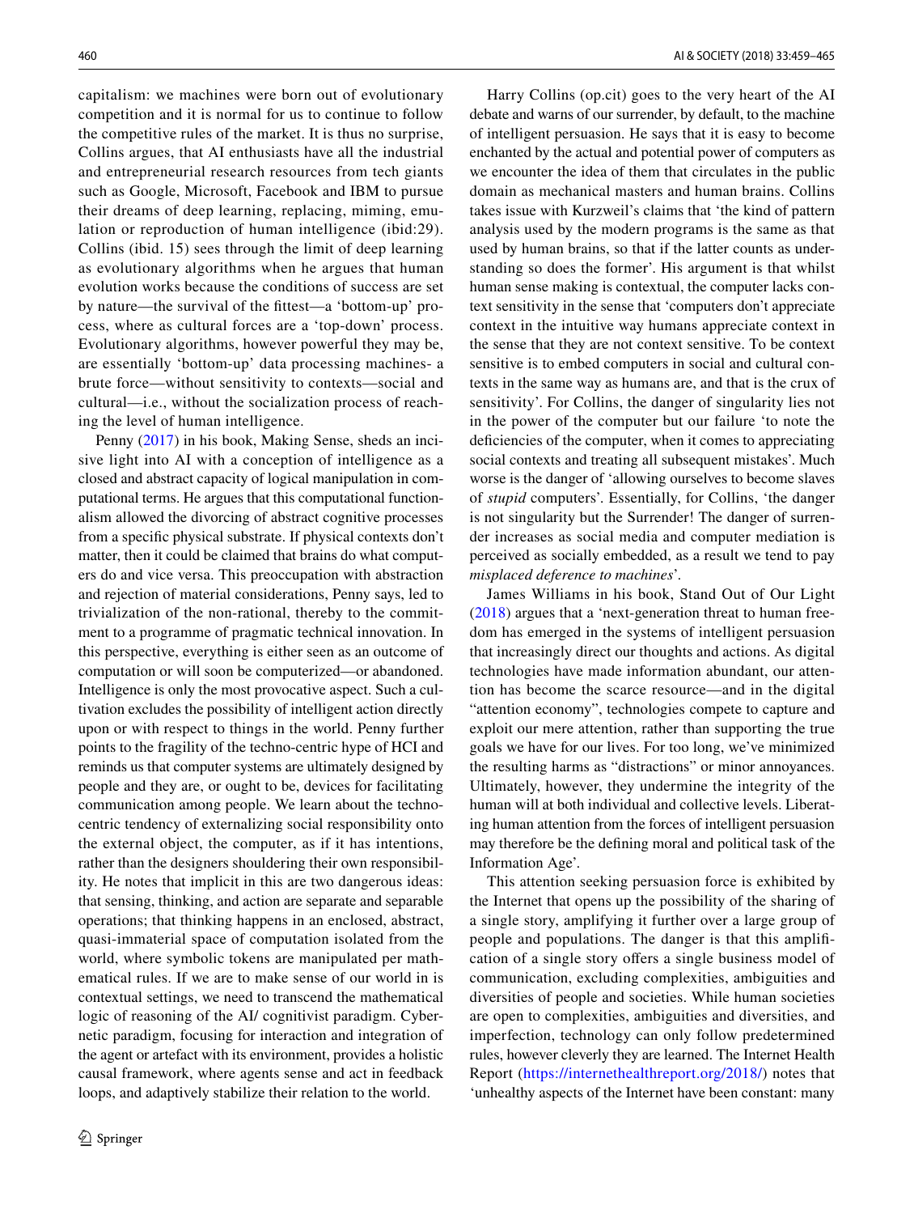capitalism: we machines were born out of evolutionary competition and it is normal for us to continue to follow the competitive rules of the market. It is thus no surprise, Collins argues, that AI enthusiasts have all the industrial and entrepreneurial research resources from tech giants such as Google, Microsoft, Facebook and IBM to pursue their dreams of deep learning, replacing, miming, emulation or reproduction of human intelligence (ibid:29). Collins (ibid. 15) sees through the limit of deep learning as evolutionary algorithms when he argues that human evolution works because the conditions of success are set by nature—the survival of the fittest—a 'bottom-up' process, where as cultural forces are a 'top-down' process. Evolutionary algorithms, however powerful they may be, are essentially 'bottom-up' data processing machines- a brute force—without sensitivity to contexts—social and cultural—i.e., without the socialization process of reaching the level of human intelligence.

Penny (2017) in his book, Making Sense, sheds an incisive light into AI with a conception of intelligence as a closed and abstract capacity of logical manipulation in computational terms. He argues that this computational functionalism allowed the divorcing of abstract cognitive processes from a specific physical substrate. If physical contexts don't matter, then it could be claimed that brains do what computers do and vice versa. This preoccupation with abstraction and rejection of material considerations, Penny says, led to trivialization of the non-rational, thereby to the commitment to a programme of pragmatic technical innovation. In this perspective, everything is either seen as an outcome of computation or will soon be computerized—or abandoned. Intelligence is only the most provocative aspect. Such a cultivation excludes the possibility of intelligent action directly upon or with respect to things in the world. Penny further points to the fragility of the techno-centric hype of HCI and reminds us that computer systems are ultimately designed by people and they are, or ought to be, devices for facilitating communication among people. We learn about the techno-centric tendency of externalizing social responsibility onto the external object, the computer, as if it has intentions, rather than the designers shouldering their own responsibility. He notes that implicit in this are two dangerous ideas: that sensing, thinking, and action are separate and separable operations; that thinking happens in an enclosed, abstract, quasi-immaterial space of computation isolated from the world, where symbolic tokens are manipulated per mathematical rules. If we are to make sense of our world in is contextual settings, we need to transcend the mathematical logic of reasoning of the AI/ cognitivist paradigm. Cybernetic paradigm, focusing for interaction and integration of the agent or artefact with its environment, provides a holistic causal framework, where agents sense and act in feedback loops, and adaptively stabilize their relation to the world.

Harry Collins (op.cit) goes to the very heart of the AI debate and warns of our surrender, by default, to the machine of intelligent persuasion. He says that it is easy to become enchanted by the actual and potential power of computers as we encounter the idea of them that circulates in the public domain as mechanical masters and human brains. Collins takes issue with Kurzweil's claims that 'the kind of pattern analysis used by the modern programs is the same as that used by human brains, so that if the latter counts as understanding so does the former'. His argument is that whilst human sense making is contextual, the computer lacks context sensitivity in the sense that 'computers don't appreciate context in the intuitive way humans appreciate context in the sense that they are not context sensitive. To be context sensitive is to embed computers in social and cultural contexts in the same way as humans are, and that is the crux of sensitivity'. For Collins, the danger of singularity lies not in the power of the computer but our failure 'to note the deficiencies of the computer, when it comes to appreciating social contexts and treating all subsequent mistakes'. Much worse is the danger of 'allowing ourselves to become slaves of *stupid* computers'. Essentially, for Collins, 'the danger is not singularity but the Surrender! The danger of surrender increases as social media and computer mediation is perceived as socially embedded, as a result we tend to pay *misplaced deference to machines*'.

James Williams in his book, Stand Out of Our Light (2018) argues that a 'next-generation threat to human freedom has emerged in the systems of intelligent persuasion that increasingly direct our thoughts and actions. As digital technologies have made information abundant, our attention has become the scarce resource—and in the digital "attention economy", technologies compete to capture and exploit our mere attention, rather than supporting the true goals we have for our lives. For too long, we've minimized the resulting harms as "distractions" or minor annoyances. Ultimately, however, they undermine the integrity of the human will at both individual and collective levels. Liberating human attention from the forces of intelligent persuasion may therefore be the defining moral and political task of the Information Age'.

This attention seeking persuasion force is exhibited by the Internet that opens up the possibility of the sharing of a single story, amplifying it further over a large group of people and populations. The danger is that this amplification of a single story offers a single business model of communication, excluding complexities, ambiguities and diversities of people and societies. While human societies are open to complexities, ambiguities and diversities, and imperfection, technology can only follow predetermined rules, however cleverly they are learned. The Internet Health Report (https://internethealthreport.org/2018/) notes that 'unhealthy aspects of the Internet have been constant: many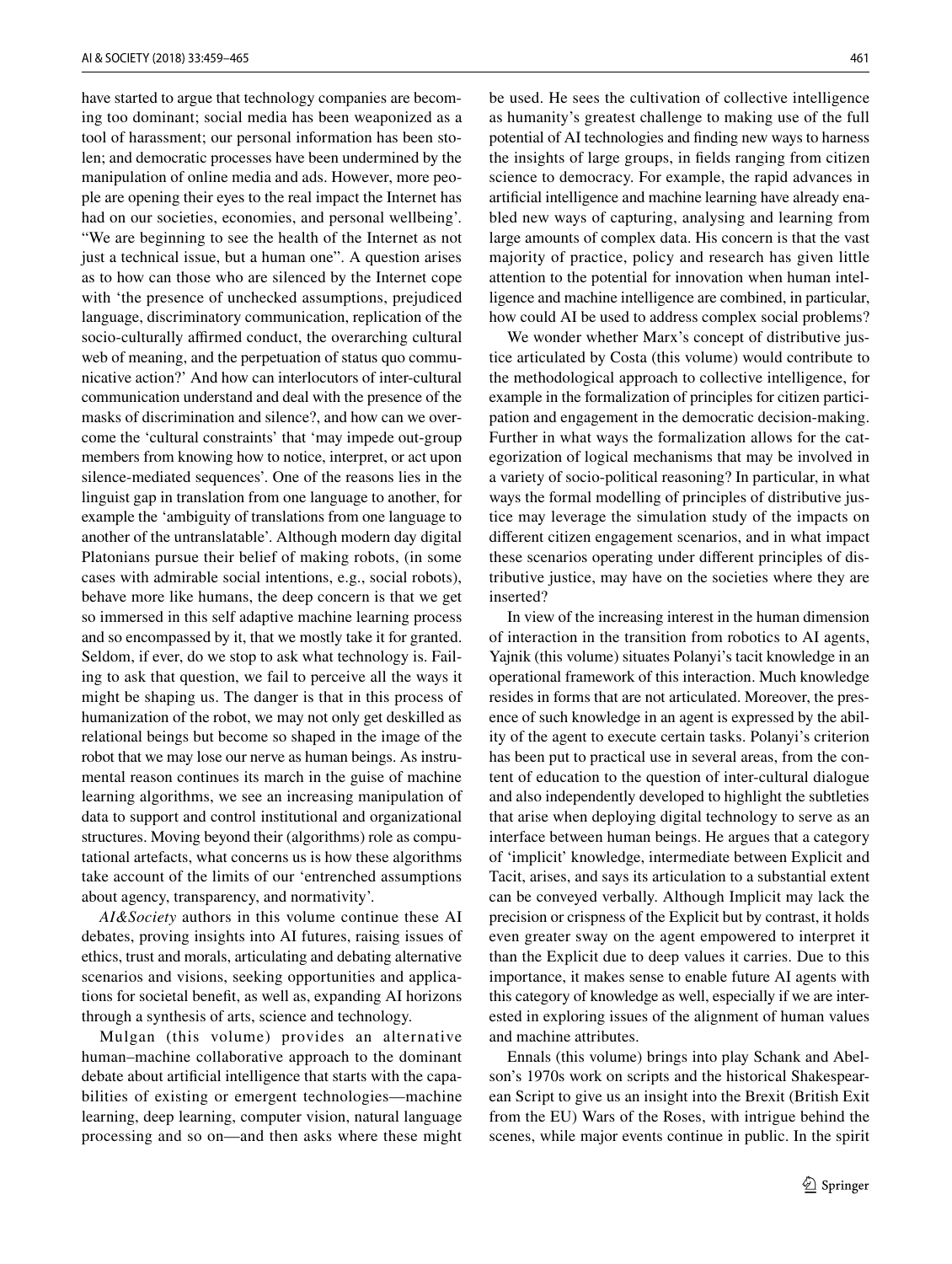have started to argue that technology companies are becoming too dominant; social media has been weaponized as a tool of harassment; our personal information has been stolen; and democratic processes have been undermined by the manipulation of online media and ads. However, more people are opening their eyes to the real impact the Internet has had on our societies, economies, and personal wellbeing'. "We are beginning to see the health of the Internet as not just a technical issue, but a human one". A question arises as to how can those who are silenced by the Internet cope with 'the presence of unchecked assumptions, prejudiced language, discriminatory communication, replication of the socio-culturally affirmed conduct, the overarching cultural web of meaning, and the perpetuation of status quo communicative action?' And how can interlocutors of inter-cultural communication understand and deal with the presence of the masks of discrimination and silence?, and how can we overcome the 'cultural constraints' that 'may impede out-group members from knowing how to notice, interpret, or act upon silence-mediated sequences'. One of the reasons lies in the linguist gap in translation from one language to another, for example the 'ambiguity of translations from one language to another of the untranslatable'. Although modern day digital Platonians pursue their belief of making robots, (in some cases with admirable social intentions, e.g., social robots), behave more like humans, the deep concern is that we get so immersed in this self adaptive machine learning process and so encompassed by it, that we mostly take it for granted. Seldom, if ever, do we stop to ask what technology is. Failing to ask that question, we fail to perceive all the ways it might be shaping us. The danger is that in this process of humanization of the robot, we may not only get deskilled as relational beings but become so shaped in the image of the robot that we may lose our nerve as human beings. As instrumental reason continues its march in the guise of machine learning algorithms, we see an increasing manipulation of data to support and control institutional and organizational structures. Moving beyond their (algorithms) role as computational artefacts, what concerns us is how these algorithms take account of the limits of our 'entrenched assumptions about agency, transparency, and normativity'.

*AI&Society* authors in this volume continue these AI debates, proving insights into AI futures, raising issues of ethics, trust and morals, articulating and debating alternative scenarios and visions, seeking opportunities and applications for societal benefit, as well as, expanding AI horizons through a synthesis of arts, science and technology.

Mulgan (this volume) provides an alternative human–machine collaborative approach to the dominant debate about artificial intelligence that starts with the capabilities of existing or emergent technologies—machine learning, deep learning, computer vision, natural language processing and so on—and then asks where these might be used. He sees the cultivation of collective intelligence as humanity's greatest challenge to making use of the full potential of AI technologies and finding new ways to harness the insights of large groups, in fields ranging from citizen science to democracy. For example, the rapid advances in artificial intelligence and machine learning have already enabled new ways of capturing, analysing and learning from large amounts of complex data. His concern is that the vast majority of practice, policy and research has given little attention to the potential for innovation when human intelligence and machine intelligence are combined, in particular, how could AI be used to address complex social problems?

We wonder whether Marx's concept of distributive justice articulated by Costa (this volume) would contribute to the methodological approach to collective intelligence, for example in the formalization of principles for citizen participation and engagement in the democratic decision-making. Further in what ways the formalization allows for the categorization of logical mechanisms that may be involved in a variety of socio-political reasoning? In particular, in what ways the formal modelling of principles of distributive justice may leverage the simulation study of the impacts on different citizen engagement scenarios, and in what impact these scenarios operating under different principles of distributive justice, may have on the societies where they are inserted?

In view of the increasing interest in the human dimension of interaction in the transition from robotics to AI agents, Yajnik (this volume) situates Polanyi's tacit knowledge in an operational framework of this interaction. Much knowledge resides in forms that are not articulated. Moreover, the presence of such knowledge in an agent is expressed by the ability of the agent to execute certain tasks. Polanyi's criterion has been put to practical use in several areas, from the content of education to the question of inter-cultural dialogue and also independently developed to highlight the subtleties that arise when deploying digital technology to serve as an interface between human beings. He argues that a category of 'implicit' knowledge, intermediate between Explicit and Tacit, arises, and says its articulation to a substantial extent can be conveyed verbally. Although Implicit may lack the precision or crispness of the Explicit but by contrast, it holds even greater sway on the agent empowered to interpret it than the Explicit due to deep values it carries. Due to this importance, it makes sense to enable future AI agents with this category of knowledge as well, especially if we are interested in exploring issues of the alignment of human values and machine attributes.

Ennals (this volume) brings into play Schank and Abelson's 1970s work on scripts and the historical Shakespearean Script to give us an insight into the Brexit (British Exit from the EU) Wars of the Roses, with intrigue behind the scenes, while major events continue in public. In the spirit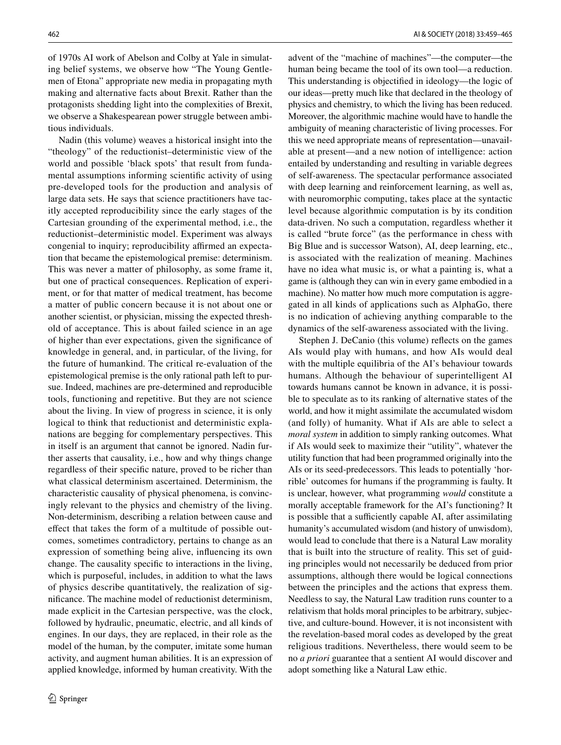of 1970s AI work of Abelson and Colby at Yale in simulating belief systems, we observe how "The Young Gentlemen of Etona" appropriate new media in propagating myth making and alternative facts about Brexit. Rather than the protagonists shedding light into the complexities of Brexit, we observe a Shakespearean power struggle between ambitious individuals.

Nadin (this volume) weaves a historical insight into the "theology" of the reductionist–deterministic view of the world and possible 'black spots' that result from fundamental assumptions informing scientific activity of using pre-developed tools for the production and analysis of large data sets. He says that science practitioners have tacitly accepted reproducibility since the early stages of the Cartesian grounding of the experimental method, i.e., the reductionist–deterministic model. Experiment was always congenial to inquiry; reproducibility affirmed an expectation that became the epistemological premise: determinism. This was never a matter of philosophy, as some frame it, but one of practical consequences. Replication of experiment, or for that matter of medical treatment, has become a matter of public concern because it is not about one or another scientist, or physician, missing the expected threshold of acceptance. This is about failed science in an age of higher than ever expectations, given the significance of knowledge in general, and, in particular, of the living, for the future of humankind. The critical re-evaluation of the epistemological premise is the only rational path left to pursue. Indeed, machines are pre-determined and reproducible tools, functioning and repetitive. But they are not science about the living. In view of progress in science, it is only logical to think that reductionist and deterministic explanations are begging for complementary perspectives. This in itself is an argument that cannot be ignored. Nadin further asserts that causality, i.e., how and why things change regardless of their specific nature, proved to be richer than what classical determinism ascertained. Determinism, the characteristic causality of physical phenomena, is convincingly relevant to the physics and chemistry of the living. Non-determinism, describing a relation between cause and effect that takes the form of a multitude of possible outcomes, sometimes contradictory, pertains to change as an expression of something being alive, influencing its own change. The causality specific to interactions in the living, which is purposeful, includes, in addition to what the laws of physics describe quantitatively, the realization of significance. The machine model of reductionist determinism, made explicit in the Cartesian perspective, was the clock, followed by hydraulic, pneumatic, electric, and all kinds of engines. In our days, they are replaced, in their role as the model of the human, by the computer, imitate some human activity, and augment human abilities. It is an expression of applied knowledge, informed by human creativity. With the advent of the "machine of machines"—the computer—the human being became the tool of its own tool—a reduction. This understanding is objectified in ideology—the logic of our ideas—pretty much like that declared in the theology of physics and chemistry, to which the living has been reduced. Moreover, the algorithmic machine would have to handle the ambiguity of meaning characteristic of living processes. For this we need appropriate means of representation—unavailable at present—and a new notion of intelligence: action entailed by understanding and resulting in variable degrees of self-awareness. The spectacular performance associated with deep learning and reinforcement learning, as well as, with neuromorphic computing, takes place at the syntactic level because algorithmic computation is by its condition data-driven. No such a computation, regardless whether it is called "brute force" (as the performance in chess with Big Blue and is successor Watson), AI, deep learning, etc., is associated with the realization of meaning. Machines have no idea what music is, or what a painting is, what a game is (although they can win in every game embodied in a machine). No matter how much more computation is aggregated in all kinds of applications such as AlphaGo, there is no indication of achieving anything comparable to the dynamics of the self-awareness associated with the living.

Stephen J. DeCanio (this volume) reflects on the games AIs would play with humans, and how AIs would deal with the multiple equilibria of the AI's behaviour towards humans. Although the behaviour of superintelligent AI towards humans cannot be known in advance, it is possible to speculate as to its ranking of alternative states of the world, and how it might assimilate the accumulated wisdom (and folly) of humanity. What if AIs are able to select a *moral system* in addition to simply ranking outcomes. What if AIs would seek to maximize their "utility", whatever the utility function that had been programmed originally into the AIs or its seed-predecessors. This leads to potentially 'horrible' outcomes for humans if the programming is faulty. It is unclear, however, what programming *would* constitute a morally acceptable framework for the AI's functioning? It is possible that a sufficiently capable AI, after assimilating humanity's accumulated wisdom (and history of unwisdom), would lead to conclude that there is a Natural Law morality that is built into the structure of reality. This set of guiding principles would not necessarily be deduced from prior assumptions, although there would be logical connections between the principles and the actions that express them. Needless to say, the Natural Law tradition runs counter to a relativism that holds moral principles to be arbitrary, subjective, and culture-bound. However, it is not inconsistent with the revelation-based moral codes as developed by the great religious traditions. Nevertheless, there would seem to be no *a priori* guarantee that a sentient AI would discover and adopt something like a Natural Law ethic.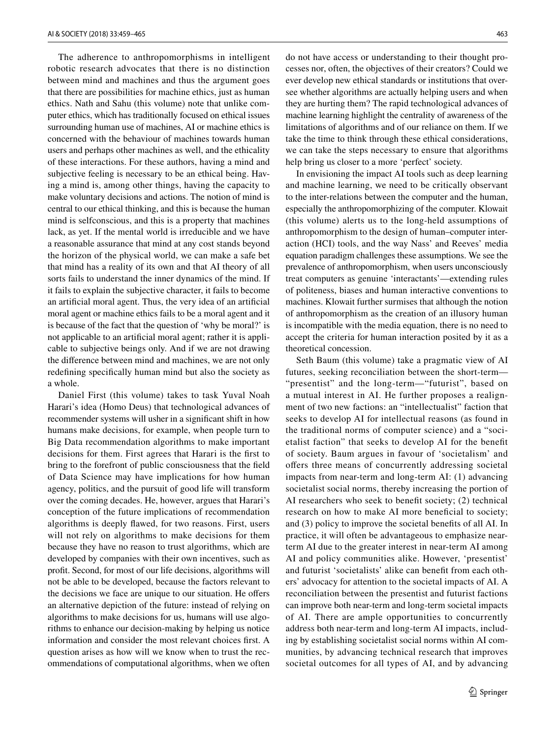The adherence to anthropomorphisms in intelligent robotic research advocates that there is no distinction between mind and machines and thus the argument goes that there are possibilities for machine ethics, just as human ethics. Nath and Sahu (this volume) note that unlike computer ethics, which has traditionally focused on ethical issues surrounding human use of machines, AI or machine ethics is concerned with the behaviour of machines towards human users and perhaps other machines as well, and the ethicality of these interactions. For these authors, having a mind and subjective feeling is necessary to be an ethical being. Having a mind is, among other things, having the capacity to make voluntary decisions and actions. The notion of mind is central to our ethical thinking, and this is because the human mind is selfconscious, and this is a property that machines lack, as yet. If the mental world is irreducible and we have a reasonable assurance that mind at any cost stands beyond the horizon of the physical world, we can make a safe bet that mind has a reality of its own and that AI theory of all sorts fails to understand the inner dynamics of the mind. If it fails to explain the subjective character, it fails to become an artificial moral agent. Thus, the very idea of an artificial moral agent or machine ethics fails to be a moral agent and it is because of the fact that the question of 'why be moral?' is not applicable to an artificial moral agent; rather it is applicable to subjective beings only. And if we are not drawing the difference between mind and machines, we are not only redefining specifically human mind but also the society as a whole.

Daniel First (this volume) takes to task Yuval Noah Harari's idea (Homo Deus) that technological advances of recommender systems will usher in a significant shift in how humans make decisions, for example, when people turn to Big Data recommendation algorithms to make important decisions for them. First agrees that Harari is the first to bring to the forefront of public consciousness that the field of Data Science may have implications for how human agency, politics, and the pursuit of good life will transform over the coming decades. He, however, argues that Harari's conception of the future implications of recommendation algorithms is deeply flawed, for two reasons. First, users will not rely on algorithms to make decisions for them because they have no reason to trust algorithms, which are developed by companies with their own incentives, such as profit. Second, for most of our life decisions, algorithms will not be able to be developed, because the factors relevant to the decisions we face are unique to our situation. He offers an alternative depiction of the future: instead of relying on algorithms to make decisions for us, humans will use algorithms to enhance our decision-making by helping us notice information and consider the most relevant choices first. A question arises as how will we know when to trust the recommendations of computational algorithms, when we often do not have access or understanding to their thought processes nor, often, the objectives of their creators? Could we ever develop new ethical standards or institutions that oversee whether algorithms are actually helping users and when they are hurting them? The rapid technological advances of machine learning highlight the centrality of awareness of the limitations of algorithms and of our reliance on them. If we take the time to think through these ethical considerations, we can take the steps necessary to ensure that algorithms help bring us closer to a more 'perfect' society.

In envisioning the impact AI tools such as deep learning and machine learning, we need to be critically observant to the inter-relations between the computer and the human, especially the anthropomorphizing of the computer. Klowait (this volume) alerts us to the long-held assumptions of anthropomorphism to the design of human–computer interaction (HCI) tools, and the way Nass' and Reeves' media equation paradigm challenges these assumptions. We see the prevalence of anthropomorphism, when users unconsciously treat computers as genuine 'interactants'—extending rules of politeness, biases and human interactive conventions to machines. Klowait further surmises that although the notion of anthropomorphism as the creation of an illusory human is incompatible with the media equation, there is no need to accept the criteria for human interaction posited by it as a theoretical concession.

Seth Baum (this volume) take a pragmatic view of AI futures, seeking reconciliation between the short-term—"presentist" and the long-term—"futurist", based on a mutual interest in AI. He further proposes a realignment of two new factions: an "intellectualist" faction that seeks to develop AI for intellectual reasons (as found in the traditional norms of computer science) and a "societalist faction" that seeks to develop AI for the benefit of society. Baum argues in favour of 'societalism' and offers three means of concurrently addressing societal impacts from near-term and long-term AI: (1) advancing societalist social norms, thereby increasing the portion of AI researchers who seek to benefit society; (2) technical research on how to make AI more beneficial to society; and (3) policy to improve the societal benefits of all AI. In practice, it will often be advantageous to emphasize near-term AI due to the greater interest in near-term AI among AI and policy communities alike. However, 'presentist' and futurist 'societalists' alike can benefit from each others' advocacy for attention to the societal impacts of AI. A reconciliation between the presentist and futurist factions can improve both near-term and long-term societal impacts of AI. There are ample opportunities to concurrently address both near-term and long-term AI impacts, including by establishing societalist social norms within AI communities, by advancing technical research that improves societal outcomes for all types of AI, and by advancing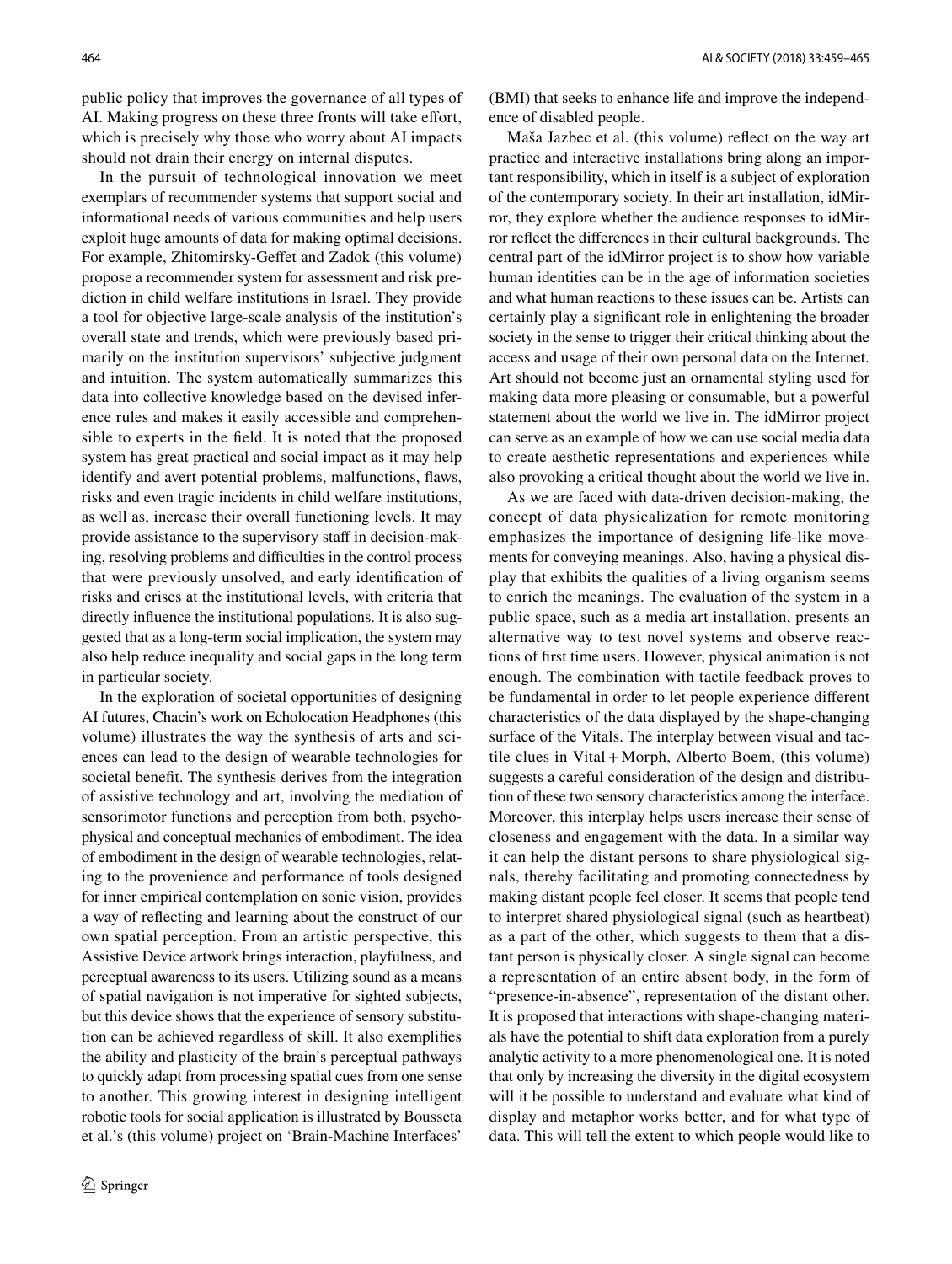public policy that improves the governance of all types of AI. Making progress on these three fronts will take effort, which is precisely why those who worry about AI impacts should not drain their energy on internal disputes.

In the pursuit of technological innovation we meet exemplars of recommender systems that support social and informational needs of various communities and help users exploit huge amounts of data for making optimal decisions. For example, Zhitomirsky-Geffet and Zadok (this volume) propose a recommender system for assessment and risk prediction in child welfare institutions in Israel. They provide a tool for objective large-scale analysis of the institution's overall state and trends, which were previously based primarily on the institution supervisors' subjective judgment and intuition. The system automatically summarizes this data into collective knowledge based on the devised inference rules and makes it easily accessible and comprehensible to experts in the field. It is noted that the proposed system has great practical and social impact as it may help identify and avert potential problems, malfunctions, flaws, risks and even tragic incidents in child welfare institutions, as well as, increase their overall functioning levels. It may provide assistance to the supervisory staff in decision-making, resolving problems and difficulties in the control process that were previously unsolved, and early identification of risks and crises at the institutional levels, with criteria that directly influence the institutional populations. It is also suggested that as a long-term social implication, the system may also help reduce inequality and social gaps in the long term in particular society.

In the exploration of societal opportunities of designing AI futures, Chacin's work on Echolocation Headphones (this volume) illustrates the way the synthesis of arts and sciences can lead to the design of wearable technologies for societal benefit. The synthesis derives from the integration of assistive technology and art, involving the mediation of sensorimotor functions and perception from both, psychophysical and conceptual mechanics of embodiment. The idea of embodiment in the design of wearable technologies, relating to the provenience and performance of tools designed for inner empirical contemplation on sonic vision, provides a way of reflecting and learning about the construct of our own spatial perception. From an artistic perspective, this Assistive Device artwork brings interaction, playfulness, and perceptual awareness to its users. Utilizing sound as a means of spatial navigation is not imperative for sighted subjects, but this device shows that the experience of sensory substitution can be achieved regardless of skill. It also exemplifies the ability and plasticity of the brain's perceptual pathways to quickly adapt from processing spatial cues from one sense to another. This growing interest in designing intelligent robotic tools for social application is illustrated by Bousseta et al.'s (this volume) project on 'Brain-Machine Interfaces' (BMI) that seeks to enhance life and improve the independence of disabled people.

Maša Jazbec et al. (this volume) reflect on the way art practice and interactive installations bring along an important responsibility, which in itself is a subject of exploration of the contemporary society. In their art installation, idMirror, they explore whether the audience responses to idMirror reflect the differences in their cultural backgrounds. The central part of the idMirror project is to show how variable human identities can be in the age of information societies and what human reactions to these issues can be. Artists can certainly play a significant role in enlightening the broader society in the sense to trigger their critical thinking about the access and usage of their own personal data on the Internet. Art should not become just an ornamental styling used for making data more pleasing or consumable, but a powerful statement about the world we live in. The idMirror project can serve as an example of how we can use social media data to create aesthetic representations and experiences while also provoking a critical thought about the world we live in.

As we are faced with data-driven decision-making, the concept of data physicalization for remote monitoring emphasizes the importance of designing life-like movements for conveying meanings. Also, having a physical display that exhibits the qualities of a living organism seems to enrich the meanings. The evaluation of the system in a public space, such as a media art installation, presents an alternative way to test novel systems and observe reactions of first time users. However, physical animation is not enough. The combination with tactile feedback proves to be fundamental in order to let people experience different characteristics of the data displayed by the shape-changing surface of the Vitals. The interplay between visual and tactile clues in Vital + Morph, Alberto Boem, (this volume) suggests a careful consideration of the design and distribution of these two sensory characteristics among the interface. Moreover, this interplay helps users increase their sense of closeness and engagement with the data. In a similar way it can help the distant persons to share physiological signals, thereby facilitating and promoting connectedness by making distant people feel closer. It seems that people tend to interpret shared physiological signal (such as heartbeat) as a part of the other, which suggests to them that a distant person is physically closer. A single signal can become a representation of an entire absent body, in the form of "presence-in-absence", representation of the distant other. It is proposed that interactions with shape-changing materials have the potential to shift data exploration from a purely analytic activity to a more phenomenological one. It is noted that only by increasing the diversity in the digital ecosystem will it be possible to understand and evaluate what kind of display and metaphor works better, and for what type of data. This will tell the extent to which people would like to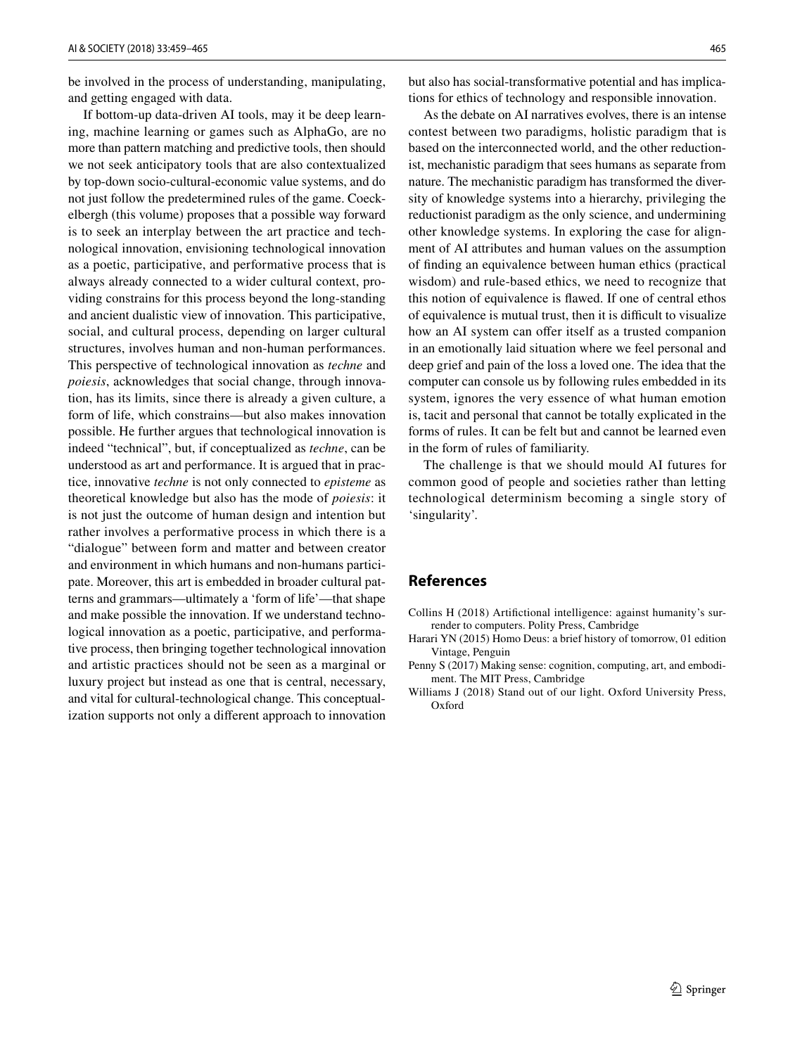be involved in the process of understanding, manipulating, and getting engaged with data.

If bottom-up data-driven AI tools, may it be deep learning, machine learning or games such as AlphaGo, are no more than pattern matching and predictive tools, then should we not seek anticipatory tools that are also contextualized by top-down socio-cultural-economic value systems, and do not just follow the predetermined rules of the game. Coeckelbergh (this volume) proposes that a possible way forward is to seek an interplay between the art practice and technological innovation, envisioning technological innovation as a poetic, participative, and performative process that is always already connected to a wider cultural context, providing constrains for this process beyond the long-standing and ancient dualistic view of innovation. This participative, social, and cultural process, depending on larger cultural structures, involves human and non-human performances. This perspective of technological innovation as *techne* and *poiesis*, acknowledges that social change, through innovation, has its limits, since there is already a given culture, a form of life, which constrains—but also makes innovation possible. He further argues that technological innovation is indeed "technical", but, if conceptualized as *techne*, can be understood as art and performance. It is argued that in practice, innovative *techne* is not only connected to *episteme* as theoretical knowledge but also has the mode of *poiesis*: it is not just the outcome of human design and intention but rather involves a performative process in which there is a "dialogue" between form and matter and between creator and environment in which humans and non-humans participate. Moreover, this art is embedded in broader cultural patterns and grammars—ultimately a 'form of life'—that shape and make possible the innovation. If we understand technological innovation as a poetic, participative, and performative process, then bringing together technological innovation and artistic practices should not be seen as a marginal or luxury project but instead as one that is central, necessary, and vital for cultural-technological change. This conceptualization supports not only a different approach to innovation but also has social-transformative potential and has implications for ethics of technology and responsible innovation.

As the debate on AI narratives evolves, there is an intense contest between two paradigms, holistic paradigm that is based on the interconnected world, and the other reductionist, mechanistic paradigm that sees humans as separate from nature. The mechanistic paradigm has transformed the diversity of knowledge systems into a hierarchy, privileging the reductionist paradigm as the only science, and undermining other knowledge systems. In exploring the case for alignment of AI attributes and human values on the assumption of finding an equivalence between human ethics (practical wisdom) and rule-based ethics, we need to recognize that this notion of equivalence is flawed. If one of central ethos of equivalence is mutual trust, then it is difficult to visualize how an AI system can offer itself as a trusted companion in an emotionally laid situation where we feel personal and deep grief and pain of the loss a loved one. The idea that the computer can console us by following rules embedded in its system, ignores the very essence of what human emotion is, tacit and personal that cannot be totally explicated in the forms of rules. It can be felt but and cannot be learned even in the form of rules of familiarity.

The challenge is that we should mould AI futures for common good of people and societies rather than letting technological determinism becoming a single story of 'singularity'.

## References

Collins H (2018) Artifictional intelligence: against humanity's surrender to computers. Polity Press, Cambridge

Harari YN (2015) Homo Deus: a brief history of tomorrow, 01 edition Vintage, Penguin

Penny S (2017) Making sense: cognition, computing, art, and embodiment. The MIT Press, Cambridge

Williams J (2018) Stand out of our light. Oxford University Press, Oxford